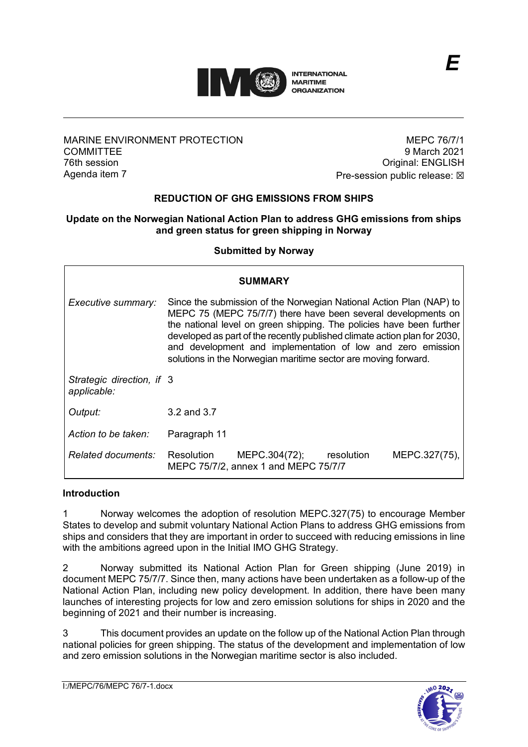E

MARINE ENVIRONMENT PROTECTION COMMITTEE
76th session
Agenda item 7

MEPC 76/7/1
9 March 2021
Original: ENGLISH
Pre-session public release: ☒

## REDUCTION OF GHG EMISSIONS FROM SHIPS

### Update on the Norwegian National Action Plan to address GHG emissions from ships and green status for green shipping in Norway

**Submitted by Norway**

| SUMMARY | |
|---|---|
| *Executive summary:* | Since the submission of the Norwegian National Action Plan (NAP) to MEPC 75 (MEPC 75/7/7) there have been several developments on the national level on green shipping. The policies have been further developed as part of the recently published climate action plan for 2030, and development and implementation of low and zero emission solutions in the Norwegian maritime sector are moving forward. |
| *Strategic direction, if applicable:* | 3 |
| *Output:* | 3.2 and 3.7 |
| *Action to be taken:* | Paragraph 11 |
| *Related documents:* | Resolution MEPC.304(72); resolution MEPC.327(75), MEPC 75/7/2, annex 1 and MEPC 75/7/7 |

**Introduction**

1 Norway welcomes the adoption of resolution MEPC.327(75) to encourage Member States to develop and submit voluntary National Action Plans to address GHG emissions from ships and considers that they are important in order to succeed with reducing emissions in line with the ambitions agreed upon in the Initial IMO GHG Strategy.

2 Norway submitted its National Action Plan for Green shipping (June 2019) in document MEPC 75/7/7. Since then, many actions have been undertaken as a follow-up of the National Action Plan, including new policy development. In addition, there have been many launches of interesting projects for low and zero emission solutions for ships in 2020 and the beginning of 2021 and their number is increasing.

3 This document provides an update on the follow up of the National Action Plan through national policies for green shipping. The status of the development and implementation of low and zero emission solutions in the Norwegian maritime sector is also included.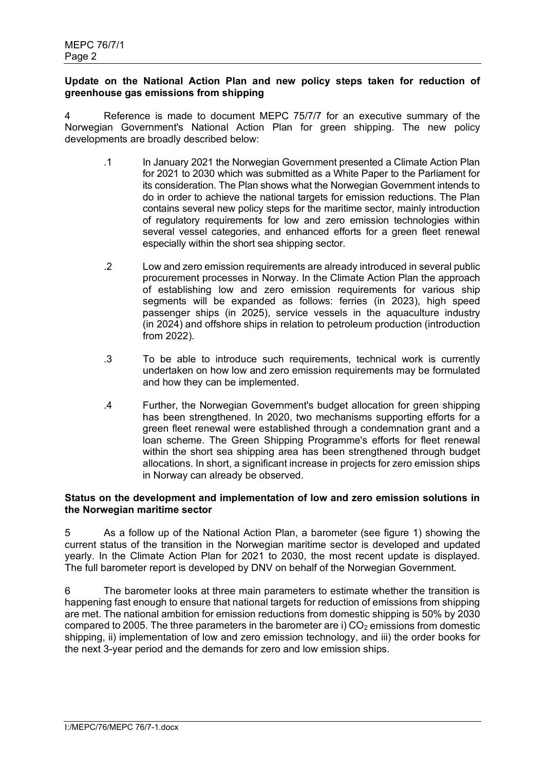**Update on the National Action Plan and new policy steps taken for reduction of greenhouse gas emissions from shipping**

4 Reference is made to document MEPC 75/7/7 for an executive summary of the Norwegian Government's National Action Plan for green shipping. The new policy developments are broadly described below:

.1 In January 2021 the Norwegian Government presented a Climate Action Plan for 2021 to 2030 which was submitted as a White Paper to the Parliament for its consideration. The Plan shows what the Norwegian Government intends to do in order to achieve the national targets for emission reductions. The Plan contains several new policy steps for the maritime sector, mainly introduction of regulatory requirements for low and zero emission technologies within several vessel categories, and enhanced efforts for a green fleet renewal especially within the short sea shipping sector.

.2 Low and zero emission requirements are already introduced in several public procurement processes in Norway. In the Climate Action Plan the approach of establishing low and zero emission requirements for various ship segments will be expanded as follows: ferries (in 2023), high speed passenger ships (in 2025), service vessels in the aquaculture industry (in 2024) and offshore ships in relation to petroleum production (introduction from 2022).

.3 To be able to introduce such requirements, technical work is currently undertaken on how low and zero emission requirements may be formulated and how they can be implemented.

.4 Further, the Norwegian Government's budget allocation for green shipping has been strengthened. In 2020, two mechanisms supporting efforts for a green fleet renewal were established through a condemnation grant and a loan scheme. The Green Shipping Programme's efforts for fleet renewal within the short sea shipping area has been strengthened through budget allocations. In short, a significant increase in projects for zero emission ships in Norway can already be observed.

**Status on the development and implementation of low and zero emission solutions in the Norwegian maritime sector**

5 As a follow up of the National Action Plan, a barometer (see figure 1) showing the current status of the transition in the Norwegian maritime sector is developed and updated yearly. In the Climate Action Plan for 2021 to 2030, the most recent update is displayed. The full barometer report is developed by DNV on behalf of the Norwegian Government.

6 The barometer looks at three main parameters to estimate whether the transition is happening fast enough to ensure that national targets for reduction of emissions from shipping are met. The national ambition for emission reductions from domestic shipping is 50% by 2030 compared to 2005. The three parameters in the barometer are i) $CO_2$ emissions from domestic shipping, ii) implementation of low and zero emission technology, and iii) the order books for the next 3-year period and the demands for zero and low emission ships.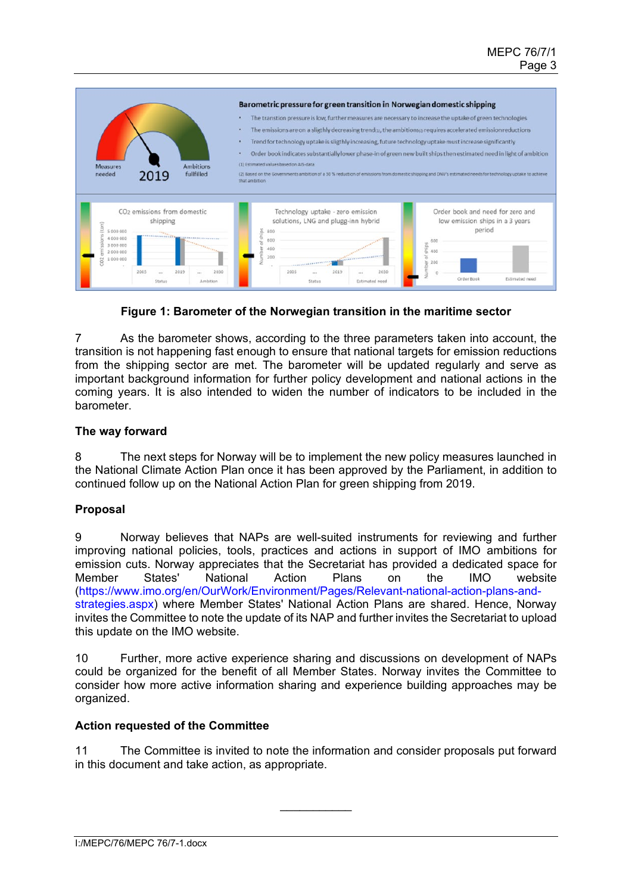Barometric pressure for green transition in Norwegian domestic shipping

- The transition pressure is low, further measures are necessary to increase the uptake of green technologies
- The emissions are on a sligthly decreasing trend(1), the ambitions(2) requires accelerated emission reductions
- Trend for technology uptake is sligthly increasing, future technology uptake must increase significantly
- Order book indicates substantially lower phase-in of green new built ships then estimated need in light of ambition

(1) Estimated values based on AIS-data

(2) Based on the Governments ambition of a 50 % reduction of emissions from domestic shipping and DNV's estimated needs for technology uptake to achieve that ambition

Measures needed

2019

Ambitions fullfilled

$CO_2$ emissions from domestic shipping

CO2 emissions (ton)

5 000 000
4 000 000
3 000 000
2 000 000
1 000 000

2005 ... 2019 ... 2030

Status Ambition

Technology uptake - zero emission solutions, LNG and plugg-inn hybrid

Number of ships

800
600
400
200

2005 ... 2019 ... 2030

Status Estimated need

Order book and need for zero and low emission ships in a 3 years period

Number of ships

600
400
200
0

Order Book Estimated need

**Figure 1: Barometer of the Norwegian transition in the maritime sector**

7 As the barometer shows, according to the three parameters taken into account, the transition is not happening fast enough to ensure that national targets for emission reductions from the shipping sector are met. The barometer will be updated regularly and serve as important background information for further policy development and national actions in the coming years. It is also intended to widen the number of indicators to be included in the barometer.

**The way forward**

8 The next steps for Norway will be to implement the new policy measures launched in the National Climate Action Plan once it has been approved by the Parliament, in addition to continued follow up on the National Action Plan for green shipping from 2019.

**Proposal**

9 Norway believes that NAPs are well-suited instruments for reviewing and further improving national policies, tools, practices and actions in support of IMO ambitions for emission cuts. Norway appreciates that the Secretariat has provided a dedicated space for Member States' National Action Plans on the IMO website (https://www.imo.org/en/OurWork/Environment/Pages/Relevant-national-action-plans-and-strategies.aspx) where Member States' National Action Plans are shared. Hence, Norway invites the Committee to note the update of its NAP and further invites the Secretariat to upload this update on the IMO website.

10 Further, more active experience sharing and discussions on development of NAPs could be organized for the benefit of all Member States. Norway invites the Committee to consider how more active information sharing and experience building approaches may be organized.

**Action requested of the Committee**

11 The Committee is invited to note the information and consider proposals put forward in this document and take action, as appropriate.

___________